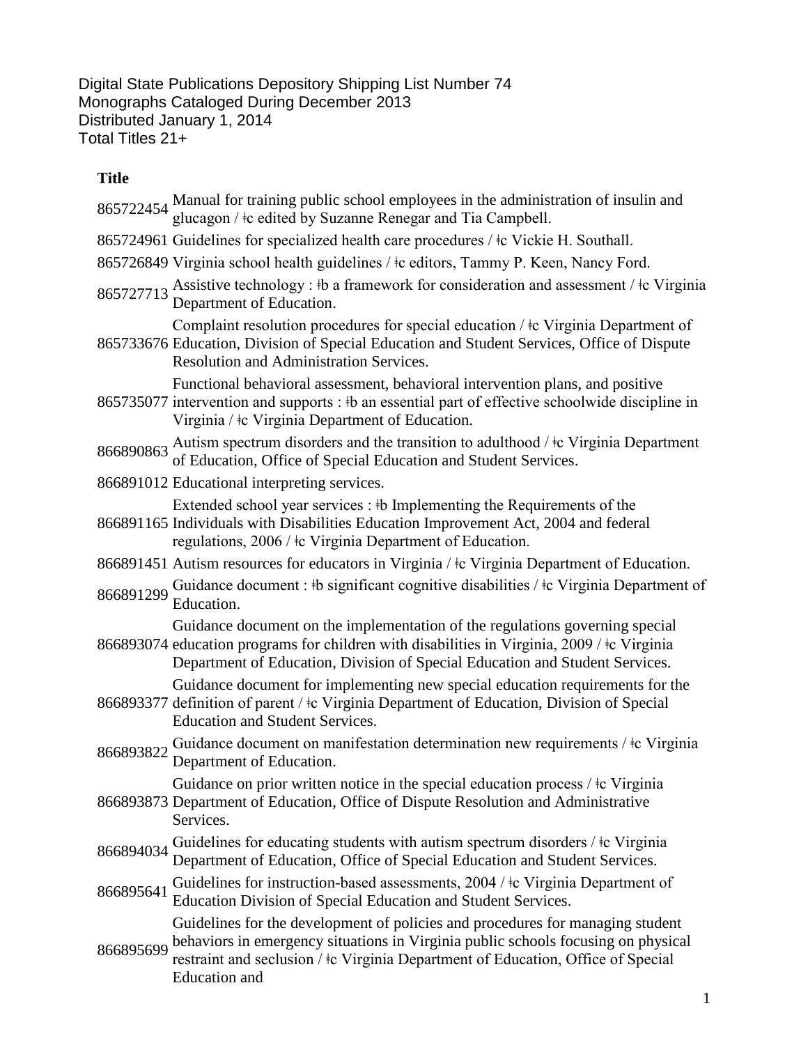Digital State Publications Depository Shipping List Number 74
Monographs Cataloged During December 2013
Distributed January 1, 2014
Total Titles 21+

| | **Title** |
|---|---|
| 865722454 | Manual for training public school employees in the administration of insulin and glucagon / ǂc edited by Suzanne Renegar and Tia Campbell. |
| 865724961 | Guidelines for specialized health care procedures / ǂc Vickie H. Southall. |
| 865726849 | Virginia school health guidelines / ǂc editors, Tammy P. Keen, Nancy Ford. |
| 865727713 | Assistive technology : ǂb a framework for consideration and assessment / ǂc Virginia Department of Education. |
| 865733676 | Complaint resolution procedures for special education / ǂc Virginia Department of Education, Division of Special Education and Student Services, Office of Dispute Resolution and Administration Services. |
| 865735077 | Functional behavioral assessment, behavioral intervention plans, and positive intervention and supports : ǂb an essential part of effective schoolwide discipline in Virginia / ǂc Virginia Department of Education. |
| 866890863 | Autism spectrum disorders and the transition to adulthood / ǂc Virginia Department of Education, Office of Special Education and Student Services. |
| 866891012 | Educational interpreting services. |
| 866891165 | Extended school year services : ǂb Implementing the Requirements of the Individuals with Disabilities Education Improvement Act, 2004 and federal regulations, 2006 / ǂc Virginia Department of Education. |
| 866891451 | Autism resources for educators in Virginia / ǂc Virginia Department of Education. |
| 866891299 | Guidance document : ǂb significant cognitive disabilities / ǂc Virginia Department of Education. |
| 866893074 | Guidance document on the implementation of the regulations governing special education programs for children with disabilities in Virginia, 2009 / ǂc Virginia Department of Education, Division of Special Education and Student Services. |
| 866893377 | Guidance document for implementing new special education requirements for the definition of parent / ǂc Virginia Department of Education, Division of Special Education and Student Services. |
| 866893822 | Guidance document on manifestation determination new requirements / ǂc Virginia Department of Education. |
| 866893873 | Guidance on prior written notice in the special education process / ǂc Virginia Department of Education, Office of Dispute Resolution and Administrative Services. |
| 866894034 | Guidelines for educating students with autism spectrum disorders / ǂc Virginia Department of Education, Office of Special Education and Student Services. |
| 866895641 | Guidelines for instruction-based assessments, 2004 / ǂc Virginia Department of Education Division of Special Education and Student Services. |
| 866895699 | Guidelines for the development of policies and procedures for managing student behaviors in emergency situations in Virginia public schools focusing on physical restraint and seclusion / ǂc Virginia Department of Education, Office of Special Education and |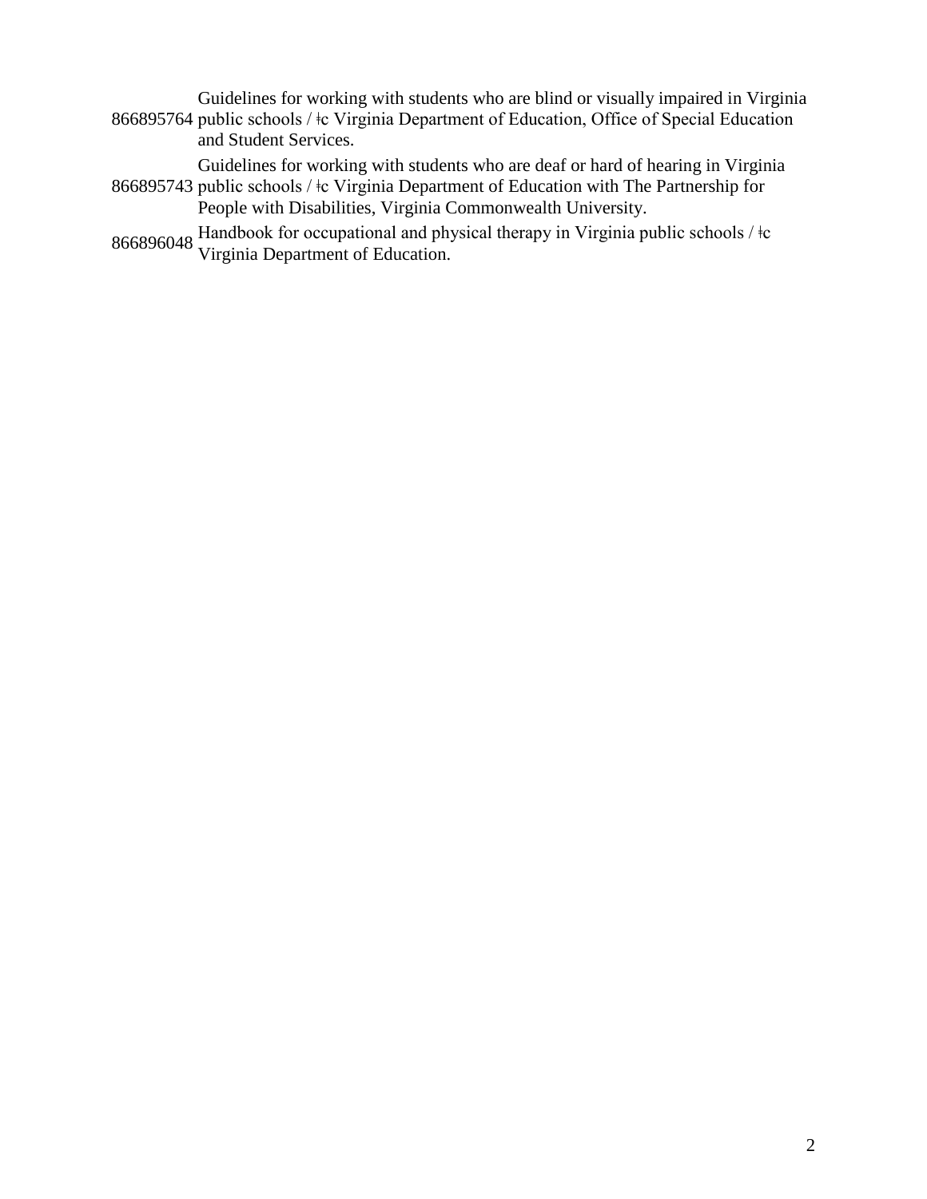| | |
|---|---|
| 866895764 | Guidelines for working with students who are blind or visually impaired in Virginia public schools / ǂc Virginia Department of Education, Office of Special Education and Student Services. |
| 866895743 | Guidelines for working with students who are deaf or hard of hearing in Virginia public schools / ǂc Virginia Department of Education with The Partnership for People with Disabilities, Virginia Commonwealth University. |
| 866896048 | Handbook for occupational and physical therapy in Virginia public schools / ǂc Virginia Department of Education. |